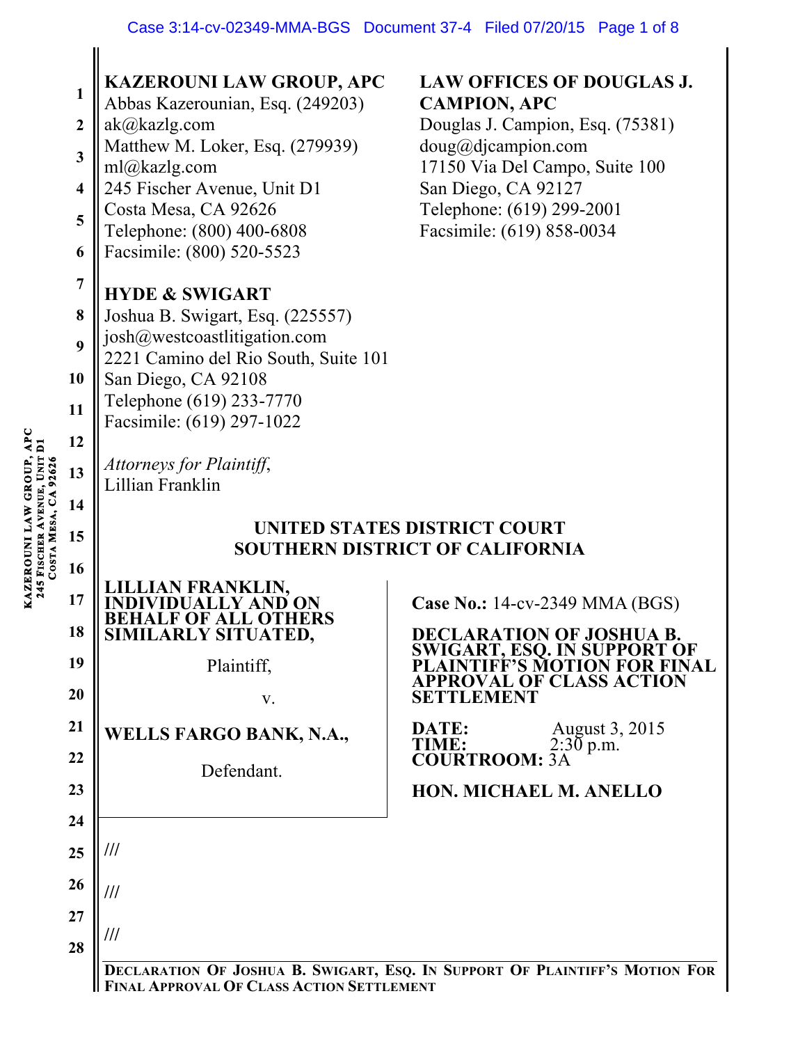**KAZEROUNI LAW GROUP, APC**
Abbas Kazerounian, Esq. (249203)
ak@kazlg.com
Matthew M. Loker, Esq. (279939)
ml@kazlg.com
245 Fischer Avenue, Unit D1
Costa Mesa, CA 92626
Telephone: (800) 400-6808
Facsimile: (800) 520-5523

**LAW OFFICES OF DOUGLAS J. CAMPION, APC**
Douglas J. Campion, Esq. (75381)
doug@djcampion.com
17150 Via Del Campo, Suite 100
San Diego, CA 92127
Telephone: (619) 299-2001
Facsimile: (619) 858-0034

**HYDE & SWIGART**
Joshua B. Swigart, Esq. (225557)
josh@westcoastlitigation.com
2221 Camino del Rio South, Suite 101
San Diego, CA 92108
Telephone (619) 233-7770
Facsimile: (619) 297-1022

*Attorneys for Plaintiff,*
Lillian Franklin

**UNITED STATES DISTRICT COURT**
**SOUTHERN DISTRICT OF CALIFORNIA**

**LILLIAN FRANKLIN, INDIVIDUALLY AND ON BEHALF OF ALL OTHERS SIMILARLY SITUATED,**

Plaintiff,

v.

**WELLS FARGO BANK, N.A.,**

Defendant.

**Case No.:** 14-cv-2349 MMA (BGS)

**DECLARATION OF JOSHUA B. SWIGART, ESQ. IN SUPPORT OF PLAINTIFF'S MOTION FOR FINAL APPROVAL OF CLASS ACTION SETTLEMENT**

**DATE:** August 3, 2015
**TIME:** 2:30 p.m.
**COURTROOM:** 3A

**HON. MICHAEL M. ANELLO**

///

///

///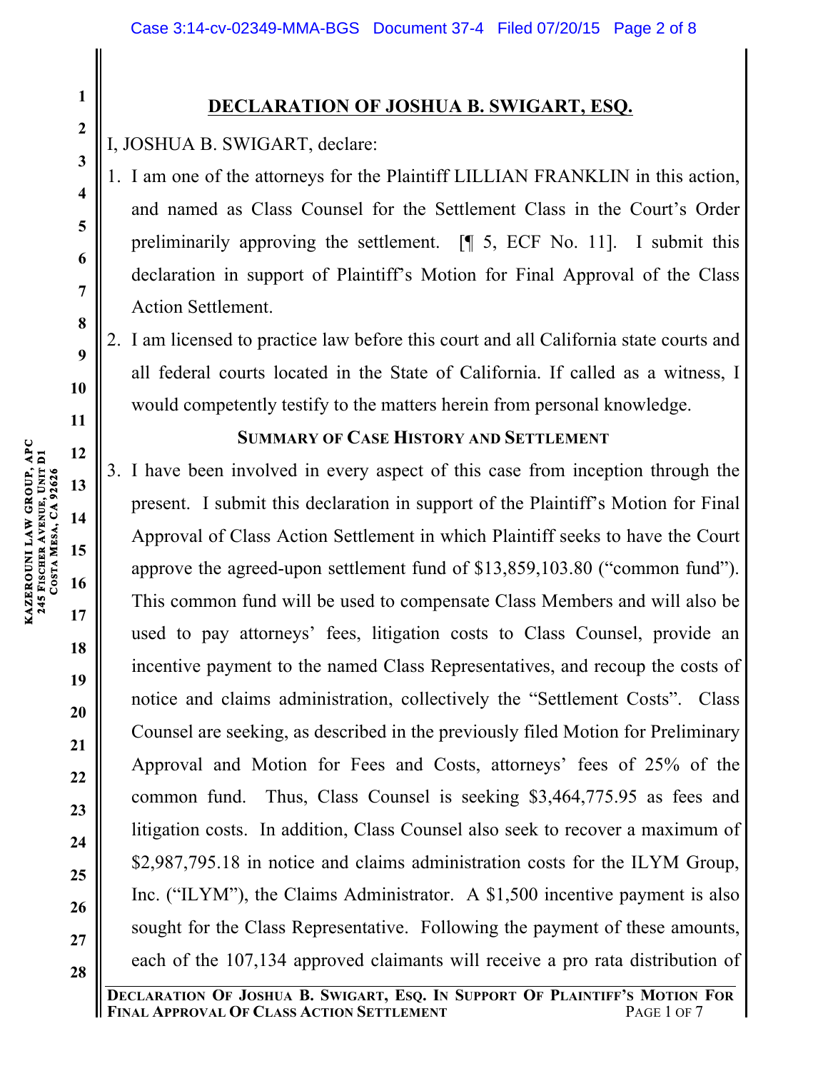## DECLARATION OF JOSHUA B. SWIGART, ESQ.

I, JOSHUA B. SWIGART, declare:

1. I am one of the attorneys for the Plaintiff LILLIAN FRANKLIN in this action, and named as Class Counsel for the Settlement Class in the Court's Order preliminarily approving the settlement. [¶ 5, ECF No. 11]. I submit this declaration in support of Plaintiff's Motion for Final Approval of the Class Action Settlement.
2. I am licensed to practice law before this court and all California state courts and all federal courts located in the State of California. If called as a witness, I would competently testify to the matters herein from personal knowledge.

### SUMMARY OF CASE HISTORY AND SETTLEMENT

3. I have been involved in every aspect of this case from inception through the present. I submit this declaration in support of the Plaintiff's Motion for Final Approval of Class Action Settlement in which Plaintiff seeks to have the Court approve the agreed-upon settlement fund of $13,859,103.80 ("common fund"). This common fund will be used to compensate Class Members and will also be used to pay attorneys' fees, litigation costs to Class Counsel, provide an incentive payment to the named Class Representatives, and recoup the costs of notice and claims administration, collectively the "Settlement Costs". Class Counsel are seeking, as described in the previously filed Motion for Preliminary Approval and Motion for Fees and Costs, attorneys' fees of 25% of the common fund. Thus, Class Counsel is seeking $3,464,775.95 as fees and litigation costs. In addition, Class Counsel also seek to recover a maximum of $2,987,795.18 in notice and claims administration costs for the ILYM Group, Inc. ("ILYM"), the Claims Administrator. A $1,500 incentive payment is also sought for the Class Representative. Following the payment of these amounts, each of the 107,134 approved claimants will receive a pro rata distribution of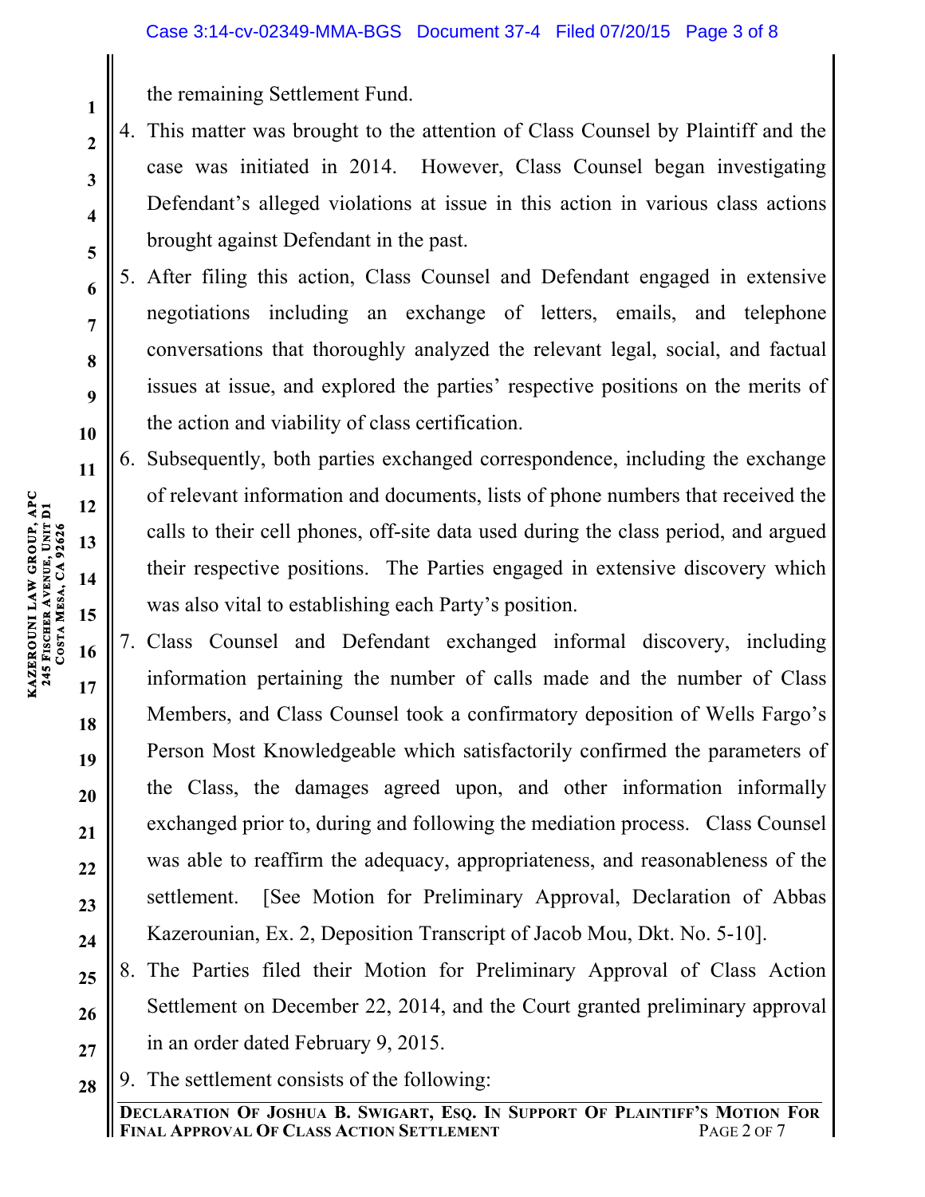the remaining Settlement Fund.

4. This matter was brought to the attention of Class Counsel by Plaintiff and the case was initiated in 2014. However, Class Counsel began investigating Defendant's alleged violations at issue in this action in various class actions brought against Defendant in the past.
5. After filing this action, Class Counsel and Defendant engaged in extensive negotiations including an exchange of letters, emails, and telephone conversations that thoroughly analyzed the relevant legal, social, and factual issues at issue, and explored the parties' respective positions on the merits of the action and viability of class certification.
6. Subsequently, both parties exchanged correspondence, including the exchange of relevant information and documents, lists of phone numbers that received the calls to their cell phones, off-site data used during the class period, and argued their respective positions. The Parties engaged in extensive discovery which was also vital to establishing each Party's position.
7. Class Counsel and Defendant exchanged informal discovery, including information pertaining the number of calls made and the number of Class Members, and Class Counsel took a confirmatory deposition of Wells Fargo's Person Most Knowledgeable which satisfactorily confirmed the parameters of the Class, the damages agreed upon, and other information informally exchanged prior to, during and following the mediation process. Class Counsel was able to reaffirm the adequacy, appropriateness, and reasonableness of the settlement. [See Motion for Preliminary Approval, Declaration of Abbas Kazerounian, Ex. 2, Deposition Transcript of Jacob Mou, Dkt. No. 5-10].
8. The Parties filed their Motion for Preliminary Approval of Class Action Settlement on December 22, 2014, and the Court granted preliminary approval in an order dated February 9, 2015.
9. The settlement consists of the following: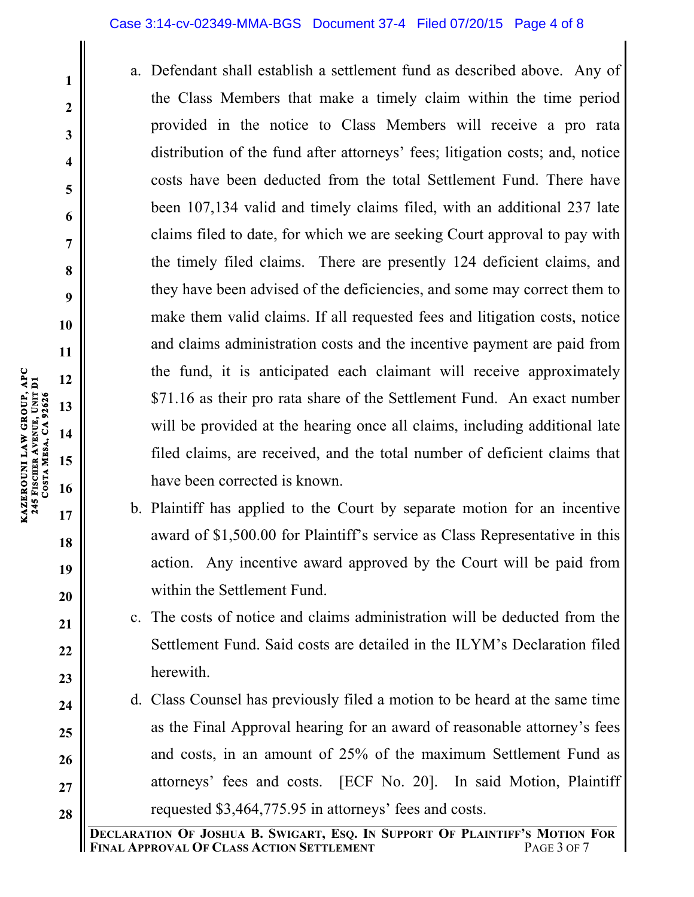a. Defendant shall establish a settlement fund as described above. Any of the Class Members that make a timely claim within the time period provided in the notice to Class Members will receive a pro rata distribution of the fund after attorneys' fees; litigation costs; and, notice costs have been deducted from the total Settlement Fund. There have been 107,134 valid and timely claims filed, with an additional 237 late claims filed to date, for which we are seeking Court approval to pay with the timely filed claims. There are presently 124 deficient claims, and they have been advised of the deficiencies, and some may correct them to make them valid claims. If all requested fees and litigation costs, notice and claims administration costs and the incentive payment are paid from the fund, it is anticipated each claimant will receive approximately $71.16 as their pro rata share of the Settlement Fund. An exact number will be provided at the hearing once all claims, including additional late filed claims, are received, and the total number of deficient claims that have been corrected is known.

b. Plaintiff has applied to the Court by separate motion for an incentive award of $1,500.00 for Plaintiff's service as Class Representative in this action. Any incentive award approved by the Court will be paid from within the Settlement Fund.

c. The costs of notice and claims administration will be deducted from the Settlement Fund. Said costs are detailed in the ILYM's Declaration filed herewith.

d. Class Counsel has previously filed a motion to be heard at the same time as the Final Approval hearing for an award of reasonable attorney's fees and costs, in an amount of 25% of the maximum Settlement Fund as attorneys' fees and costs. [ECF No. 20]. In said Motion, Plaintiff requested $3,464,775.95 in attorneys' fees and costs.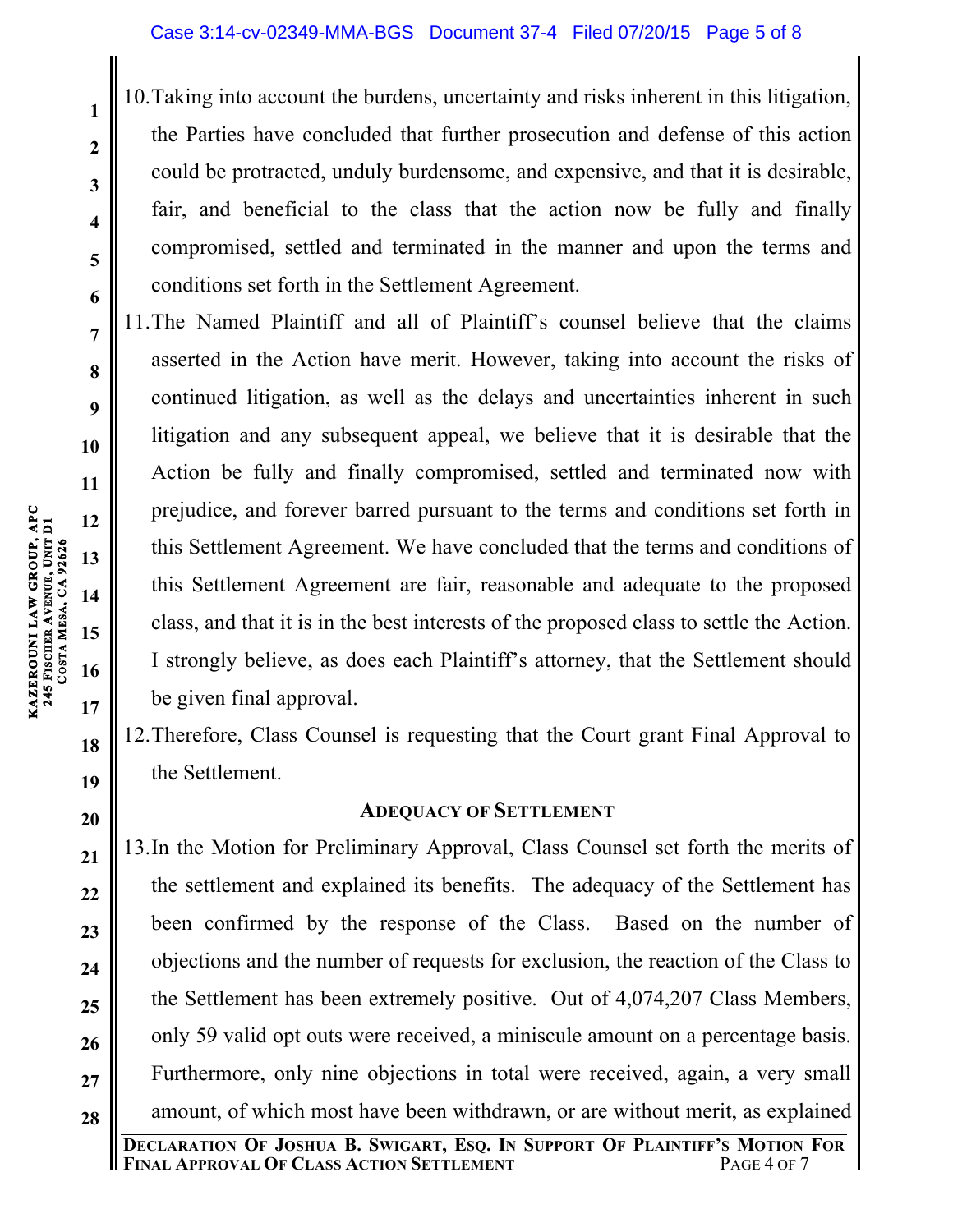10. Taking into account the burdens, uncertainty and risks inherent in this litigation, the Parties have concluded that further prosecution and defense of this action could be protracted, unduly burdensome, and expensive, and that it is desirable, fair, and beneficial to the class that the action now be fully and finally compromised, settled and terminated in the manner and upon the terms and conditions set forth in the Settlement Agreement.
11. The Named Plaintiff and all of Plaintiff's counsel believe that the claims asserted in the Action have merit. However, taking into account the risks of continued litigation, as well as the delays and uncertainties inherent in such litigation and any subsequent appeal, we believe that it is desirable that the Action be fully and finally compromised, settled and terminated now with prejudice, and forever barred pursuant to the terms and conditions set forth in this Settlement Agreement. We have concluded that the terms and conditions of this Settlement Agreement are fair, reasonable and adequate to the proposed class, and that it is in the best interests of the proposed class to settle the Action. I strongly believe, as does each Plaintiff's attorney, that the Settlement should be given final approval.
12. Therefore, Class Counsel is requesting that the Court grant Final Approval to the Settlement.

## Adequacy of Settlement

13. In the Motion for Preliminary Approval, Class Counsel set forth the merits of the settlement and explained its benefits. The adequacy of the Settlement has been confirmed by the response of the Class. Based on the number of objections and the number of requests for exclusion, the reaction of the Class to the Settlement has been extremely positive. Out of 4,074,207 Class Members, only 59 valid opt outs were received, a miniscule amount on a percentage basis. Furthermore, only nine objections in total were received, again, a very small amount, of which most have been withdrawn, or are without merit, as explained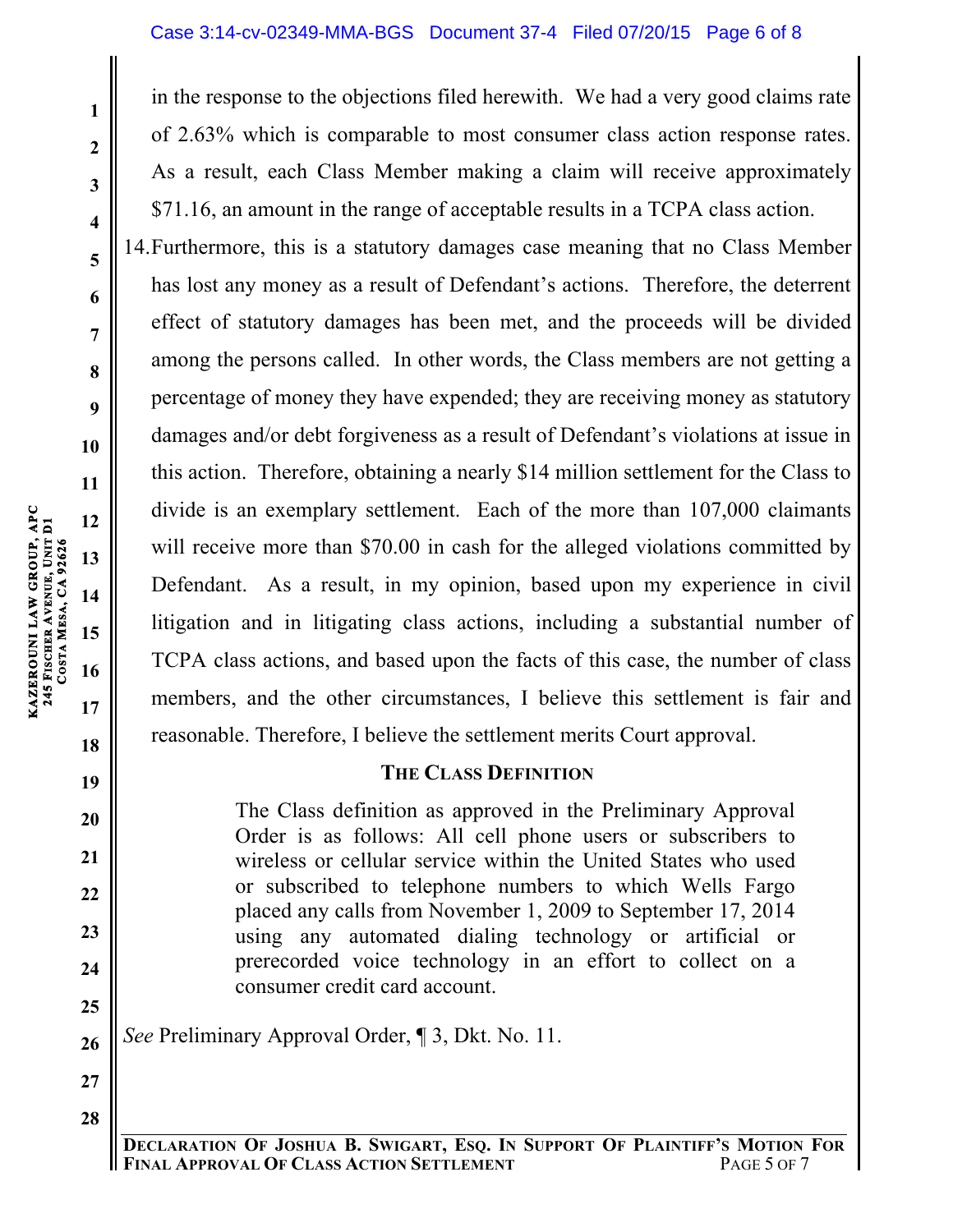in the response to the objections filed herewith. We had a very good claims rate of 2.63% which is comparable to most consumer class action response rates. As a result, each Class Member making a claim will receive approximately $71.16, an amount in the range of acceptable results in a TCPA class action.

14. Furthermore, this is a statutory damages case meaning that no Class Member has lost any money as a result of Defendant's actions. Therefore, the deterrent effect of statutory damages has been met, and the proceeds will be divided among the persons called. In other words, the Class members are not getting a percentage of money they have expended; they are receiving money as statutory damages and/or debt forgiveness as a result of Defendant's violations at issue in this action. Therefore, obtaining a nearly $14 million settlement for the Class to divide is an exemplary settlement. Each of the more than 107,000 claimants will receive more than $70.00 in cash for the alleged violations committed by Defendant. As a result, in my opinion, based upon my experience in civil litigation and in litigating class actions, including a substantial number of TCPA class actions, and based upon the facts of this case, the number of class members, and the other circumstances, I believe this settlement is fair and reasonable. Therefore, I believe the settlement merits Court approval.

## THE CLASS DEFINITION

> The Class definition as approved in the Preliminary Approval Order is as follows: All cell phone users or subscribers to wireless or cellular service within the United States who used or subscribed to telephone numbers to which Wells Fargo placed any calls from November 1, 2009 to September 17, 2014 using any automated dialing technology or artificial or prerecorded voice technology in an effort to collect on a consumer credit card account.

*See* Preliminary Approval Order, ¶ 3, Dkt. No. 11.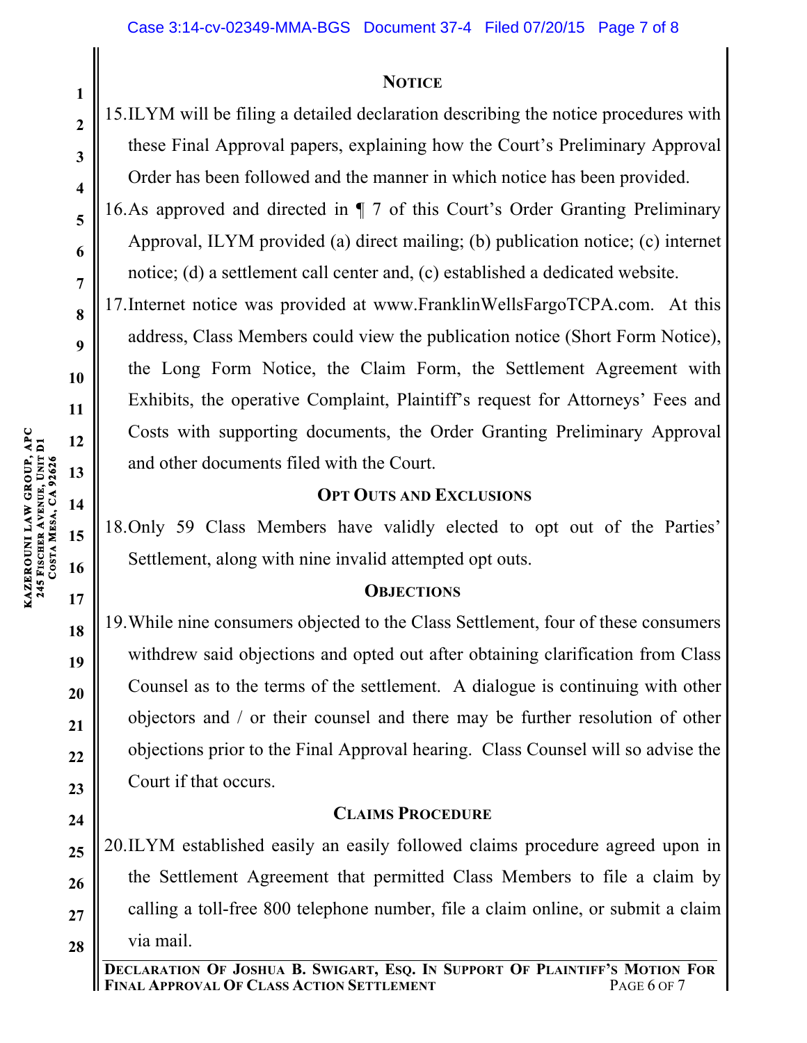## NOTICE

15. ILYM will be filing a detailed declaration describing the notice procedures with these Final Approval papers, explaining how the Court's Preliminary Approval Order has been followed and the manner in which notice has been provided.

16. As approved and directed in ¶ 7 of this Court's Order Granting Preliminary Approval, ILYM provided (a) direct mailing; (b) publication notice; (c) internet notice; (d) a settlement call center and, (c) established a dedicated website.

17. Internet notice was provided at www.FranklinWellsFargoTCPA.com. At this address, Class Members could view the publication notice (Short Form Notice), the Long Form Notice, the Claim Form, the Settlement Agreement with Exhibits, the operative Complaint, Plaintiff's request for Attorneys' Fees and Costs with supporting documents, the Order Granting Preliminary Approval and other documents filed with the Court.

## OPT OUTS AND EXCLUSIONS

18. Only 59 Class Members have validly elected to opt out of the Parties' Settlement, along with nine invalid attempted opt outs.

## OBJECTIONS

19. While nine consumers objected to the Class Settlement, four of these consumers withdrew said objections and opted out after obtaining clarification from Class Counsel as to the terms of the settlement. A dialogue is continuing with other objectors and / or their counsel and there may be further resolution of other objections prior to the Final Approval hearing. Class Counsel will so advise the Court if that occurs.

## CLAIMS PROCEDURE

20. ILYM established easily an easily followed claims procedure agreed upon in the Settlement Agreement that permitted Class Members to file a claim by calling a toll-free 800 telephone number, file a claim online, or submit a claim via mail.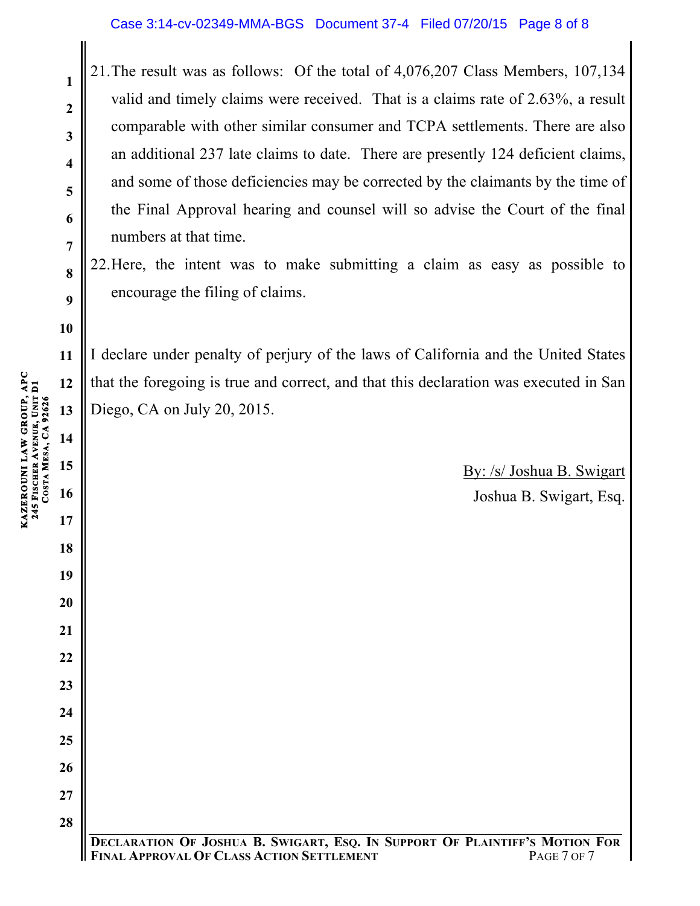21. The result was as follows: Of the total of 4,076,207 Class Members, 107,134 valid and timely claims were received. That is a claims rate of 2.63%, a result comparable with other similar consumer and TCPA settlements. There are also an additional 237 late claims to date. There are presently 124 deficient claims, and some of those deficiencies may be corrected by the claimants by the time of the Final Approval hearing and counsel will so advise the Court of the final numbers at that time.

22. Here, the intent was to make submitting a claim as easy as possible to encourage the filing of claims.

I declare under penalty of perjury of the laws of California and the United States that the foregoing is true and correct, and that this declaration was executed in San Diego, CA on July 20, 2015.

By: /s/ Joshua B. Swigart
Joshua B. Swigart, Esq.